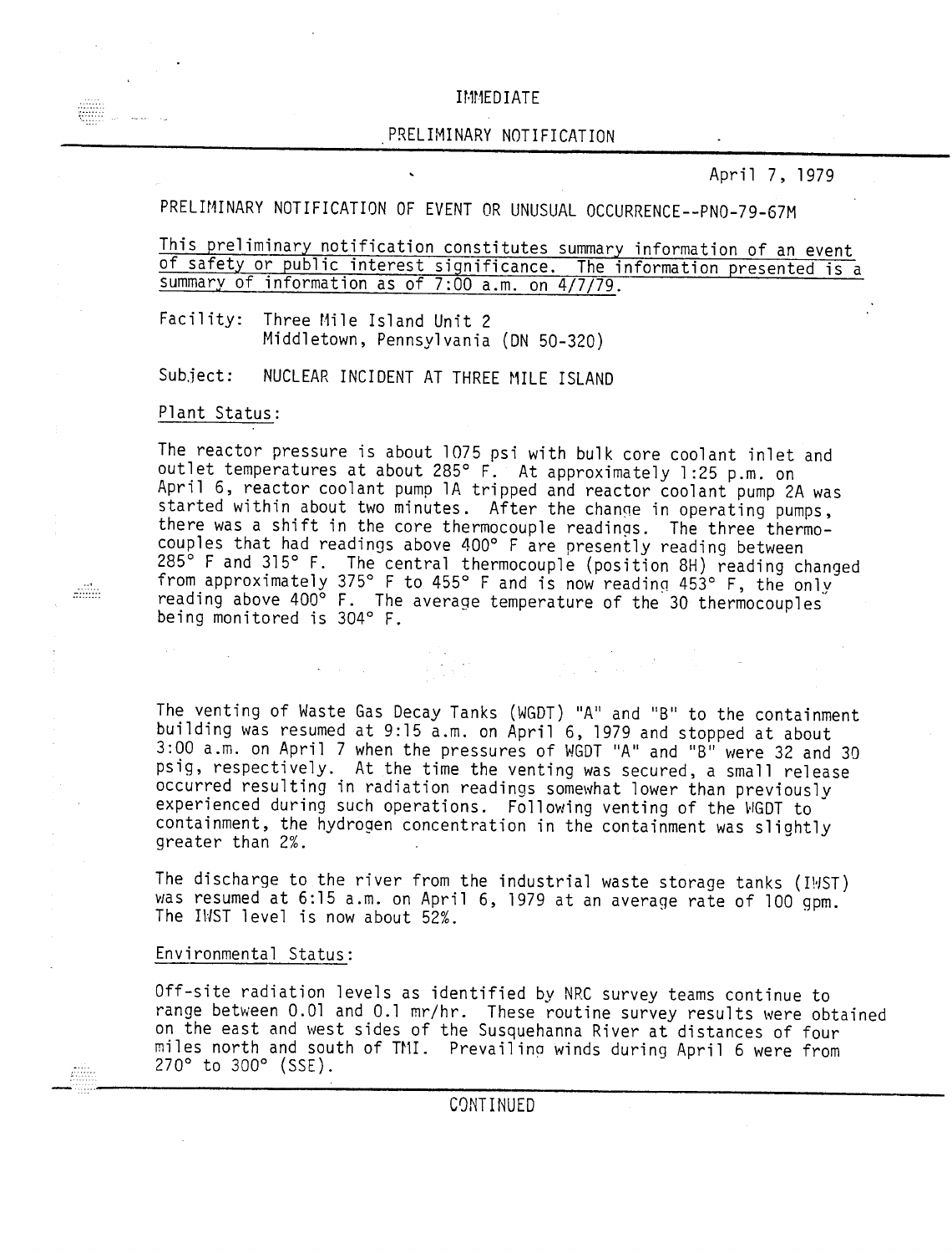IMMEDIATE

PRELIMINARY NOTIFICATION

April 7, 1979

PRELIMINARY NOTIFICATION OF EVENT OR UNUSUAL OCCURRENCE--PNO-79-67M

This preliminary notification constitutes summary information of an event of safety or public interest significance. The information presented is a summary of information as of 7:00 a.m. on 4/7/79.

Facility: Three Mile Island Unit 2
Middletown, Pennsylvania (DN 50-320)

Subject: NUCLEAR INCIDENT AT THREE MILE ISLAND

Plant Status:

The reactor pressure is about 1075 psi with bulk core coolant inlet and outlet temperatures at about 285° F. At approximately 1:25 p.m. on April 6, reactor coolant pump 1A tripped and reactor coolant pump 2A was started within about two minutes. After the change in operating pumps, there was a shift in the core thermocouple readings. The three thermocouples that had readings above 400° F are presently reading between 285° F and 315° F. The central thermocouple (position 8H) reading changed from approximately 375° F to 455° F and is now reading 453° F, the only reading above 400° F. The average temperature of the 30 thermocouples being monitored is 304° F.

The venting of Waste Gas Decay Tanks (WGDT) "A" and "B" to the containment building was resumed at 9:15 a.m. on April 6, 1979 and stopped at about 3:00 a.m. on April 7 when the pressures of WGDT "A" and "B" were 32 and 30 psig, respectively. At the time the venting was secured, a small release occurred resulting in radiation readings somewhat lower than previously experienced during such operations. Following venting of the WGDT to containment, the hydrogen concentration in the containment was slightly greater than 2%.

The discharge to the river from the industrial waste storage tanks (IWST) was resumed at 6:15 a.m. on April 6, 1979 at an average rate of 100 gpm. The IWST level is now about 52%.

Environmental Status:

Off-site radiation levels as identified by NRC survey teams continue to range between 0.01 and 0.1 mr/hr. These routine survey results were obtained on the east and west sides of the Susquehanna River at distances of four miles north and south of TMI. Prevailing winds during April 6 were from 270° to 300° (SSE).

CONTINUED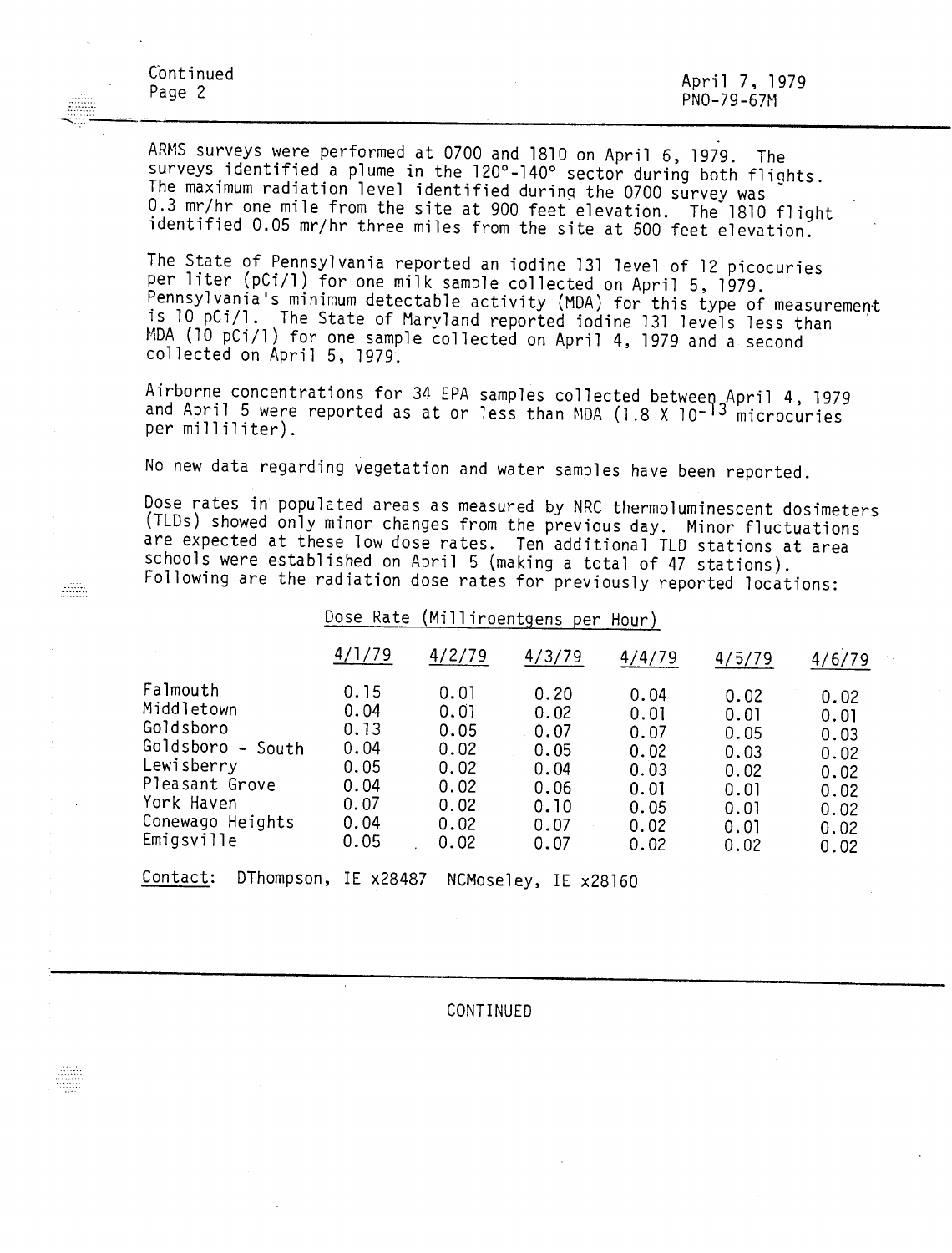ARMS surveys were performed at 0700 and 1810 on April 6, 1979. The surveys identified a plume in the 120°-140° sector during both flights. The maximum radiation level identified during the 0700 survey was 0.3 mr/hr one mile from the site at 900 feet elevation. The 1810 flight identified 0.05 mr/hr three miles from the site at 500 feet elevation.

The State of Pennsylvania reported an iodine 131 level of 12 picocuries per liter (pCi/l) for one milk sample collected on April 5, 1979. Pennsylvania's minimum detectable activity (MDA) for this type of measurement is 10 pCi/l. The State of Maryland reported iodine 131 levels less than MDA (10 pCi/l) for one sample collected on April 4, 1979 and a second collected on April 5, 1979.

Airborne concentrations for 34 EPA samples collected between April 4, 1979 and April 5 were reported as at or less than MDA ($1.8 \times 10^{-13}$ microcuries per milliliter).

No new data regarding vegetation and water samples have been reported.

Dose rates in populated areas as measured by NRC thermoluminescent dosimeters (TLDs) showed only minor changes from the previous day. Minor fluctuations are expected at these low dose rates. Ten additional TLD stations at area schools were established on April 5 (making a total of 47 stations). Following are the radiation dose rates for previously reported locations:

Dose Rate (Milliroentgens per Hour)

| | 4/1/79 | 4/2/79 | 4/3/79 | 4/4/79 | 4/5/79 | 4/6/79 |
|---|---|---|---|---|---|---|
| Falmouth | 0.15 | 0.01 | 0.20 | 0.04 | 0.02 | 0.02 |
| Middletown | 0.04 | 0.01 | 0.02 | 0.01 | 0.01 | 0.01 |
| Goldsboro | 0.13 | 0.05 | 0.07 | 0.07 | 0.05 | 0.03 |
| Goldsboro - South | 0.04 | 0.02 | 0.05 | 0.02 | 0.03 | 0.02 |
| Lewisberry | 0.05 | 0.02 | 0.04 | 0.03 | 0.02 | 0.02 |
| Pleasant Grove | 0.04 | 0.02 | 0.06 | 0.01 | 0.01 | 0.02 |
| York Haven | 0.07 | 0.02 | 0.10 | 0.05 | 0.01 | 0.02 |
| Conewago Heights | 0.04 | 0.02 | 0.07 | 0.02 | 0.01 | 0.02 |
| Emigsville | 0.05 | 0.02 | 0.07 | 0.02 | 0.02 | 0.02 |

Contact: DThompson, IE x28487 NCMoseley, IE x28160

CONTINUED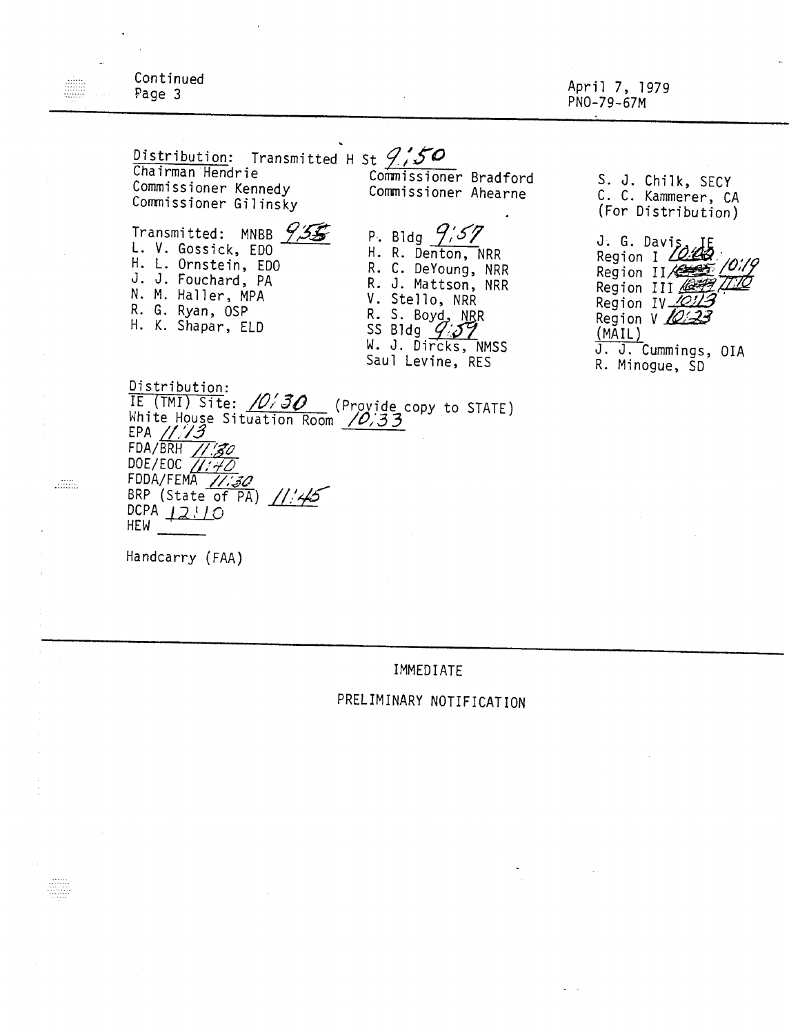Continued
Page 3

April 7, 1979
PNO-79-67M

Distribution: Transmitted H St 9:50

Chairman Hendrie
Commissioner Kennedy
Commissioner Gilinsky

Commissioner Bradford
Commissioner Ahearne

S. J. Chilk, SECY
C. C. Kammerer, CA
(For Distribution)

Transmitted: MNBB 9:55
L. V. Gossick, EDO
H. L. Ornstein, EDO
J. J. Fouchard, PA
N. M. Haller, MPA
R. G. Ryan, OSP
H. K. Shapar, ELD

P. Bldg 9:57
H. R. Denton, NRR
R. C. DeYoung, NRR
R. J. Mattson, NRR
V. Stello, NRR
R. S. Boyd, NRR
SS Bldg 9:59
W. J. Dircks, NMSS
Saul Levine, RES

J. G. Davis, IE
Region I 10:02
Region II 10:19
Region III 11:10
Region IV 10:13
Region V 10:23
(MAIL)
J. J. Cummings, OIA
R. Minogue, SD

Distribution:
IE (TMI) Site: 10:30 (Provide copy to STATE)
White House Situation Room 10:33
EPA 11:13
FDA/BRH 11:30
DOE/EOC 11:40
FDDA/FEMA 11:30
BRP (State of PA) 11:45
DCPA 12:10
HEW ______

Handcarry (FAA)

IMMEDIATE

PRELIMINARY NOTIFICATION